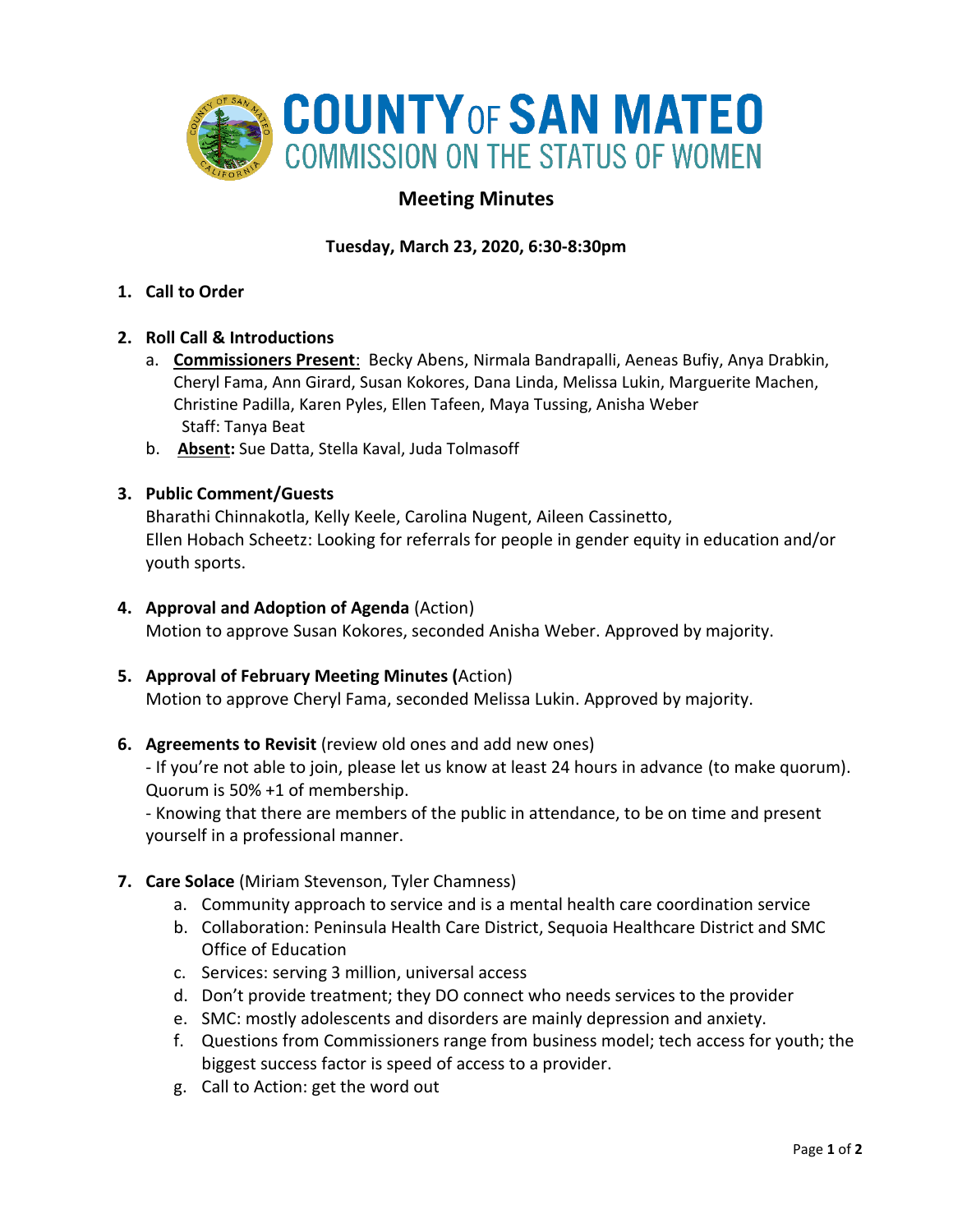# COUNTY OF SAN MATEO
## COMMISSION ON THE STATUS OF WOMEN

## Meeting Minutes

**Tuesday, March 23, 2020, 6:30-8:30pm**

1. **Call to Order**

2. **Roll Call & Introductions**
   a. **Commissioners Present**: Becky Abens, Nirmala Bandrapalli, Aeneas Bufiy, Anya Drabkin, Cheryl Fama, Ann Girard, Susan Kokores, Dana Linda, Melissa Lukin, Marguerite Machen, Christine Padilla, Karen Pyles, Ellen Tafeen, Maya Tussing, Anisha Weber
   Staff: Tanya Beat
   b. **Absent:** Sue Datta, Stella Kaval, Juda Tolmasoff

3. **Public Comment/Guests**
   Bharathi Chinnakotla, Kelly Keele, Carolina Nugent, Aileen Cassinetto,
   Ellen Hobach Scheetz: Looking for referrals for people in gender equity in education and/or youth sports.

4. **Approval and Adoption of Agenda** (Action)
   Motion to approve Susan Kokores, seconded Anisha Weber. Approved by majority.

5. **Approval of February Meeting Minutes (**Action)
   Motion to approve Cheryl Fama, seconded Melissa Lukin. Approved by majority.

6. **Agreements to Revisit** (review old ones and add new ones)
   - If you're not able to join, please let us know at least 24 hours in advance (to make quorum). Quorum is 50% +1 of membership.
   - Knowing that there are members of the public in attendance, to be on time and present yourself in a professional manner.

7. **Care Solace** (Miriam Stevenson, Tyler Chamness)
   a. Community approach to service and is a mental health care coordination service
   b. Collaboration: Peninsula Health Care District, Sequoia Healthcare District and SMC Office of Education
   c. Services: serving 3 million, universal access
   d. Don't provide treatment; they DO connect who needs services to the provider
   e. SMC: mostly adolescents and disorders are mainly depression and anxiety.
   f. Questions from Commissioners range from business model; tech access for youth; the biggest success factor is speed of access to a provider.
   g. Call to Action: get the word out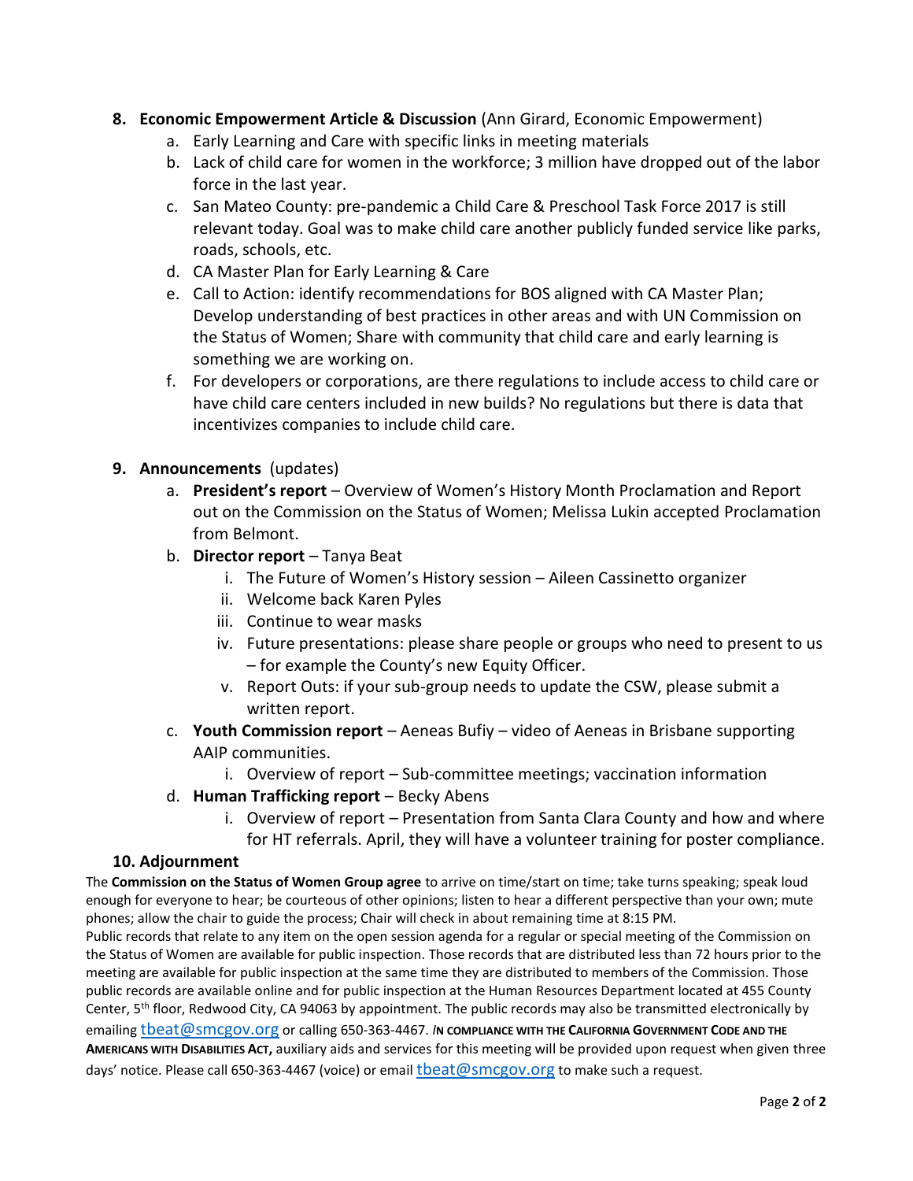8. **Economic Empowerment Article & Discussion** (Ann Girard, Economic Empowerment)
    a. Early Learning and Care with specific links in meeting materials
    b. Lack of child care for women in the workforce; 3 million have dropped out of the labor force in the last year.
    c. San Mateo County: pre-pandemic a Child Care & Preschool Task Force 2017 is still relevant today. Goal was to make child care another publicly funded service like parks, roads, schools, etc.
    d. CA Master Plan for Early Learning & Care
    e. Call to Action: identify recommendations for BOS aligned with CA Master Plan; Develop understanding of best practices in other areas and with UN Commission on the Status of Women; Share with community that child care and early learning is something we are working on.
    f. For developers or corporations, are there regulations to include access to child care or have child care centers included in new builds? No regulations but there is data that incentivizes companies to include child care.

9. **Announcements** (updates)
    a. **President's report** – Overview of Women's History Month Proclamation and Report out on the Commission on the Status of Women; Melissa Lukin accepted Proclamation from Belmont.
    b. **Director report** – Tanya Beat
        i. The Future of Women's History session – Aileen Cassinetto organizer
        ii. Welcome back Karen Pyles
        iii. Continue to wear masks
        iv. Future presentations: please share people or groups who need to present to us – for example the County's new Equity Officer.
        v. Report Outs: if your sub-group needs to update the CSW, please submit a written report.
    c. **Youth Commission report** – Aeneas Bufiy – video of Aeneas in Brisbane supporting AAIP communities.
        i. Overview of report – Sub-committee meetings; vaccination information
    d. **Human Trafficking report** – Becky Abens
        i. Overview of report – Presentation from Santa Clara County and how and where for HT referrals. April, they will have a volunteer training for poster compliance.

10. **Adjournment**

The **Commission on the Status of Women Group agree** to arrive on time/start on time; take turns speaking; speak loud enough for everyone to hear; be courteous of other opinions; listen to hear a different perspective than your own; mute phones; allow the chair to guide the process; Chair will check in about remaining time at 8:15 PM.

Public records that relate to any item on the open session agenda for a regular or special meeting of the Commission on the Status of Women are available for public inspection. Those records that are distributed less than 72 hours prior to the meeting are available for public inspection at the same time they are distributed to members of the Commission. Those public records are available online and for public inspection at the Human Resources Department located at 455 County Center, 5th floor, Redwood City, CA 94063 by appointment. The public records may also be transmitted electronically by emailing tbeat@smcgov.org or calling 650-363-4467. ***IN COMPLIANCE WITH THE CALIFORNIA GOVERNMENT CODE AND THE AMERICANS WITH DISABILITIES ACT,*** auxiliary aids and services for this meeting will be provided upon request when given three days' notice. Please call 650-363-4467 (voice) or email tbeat@smcgov.org to make such a request.